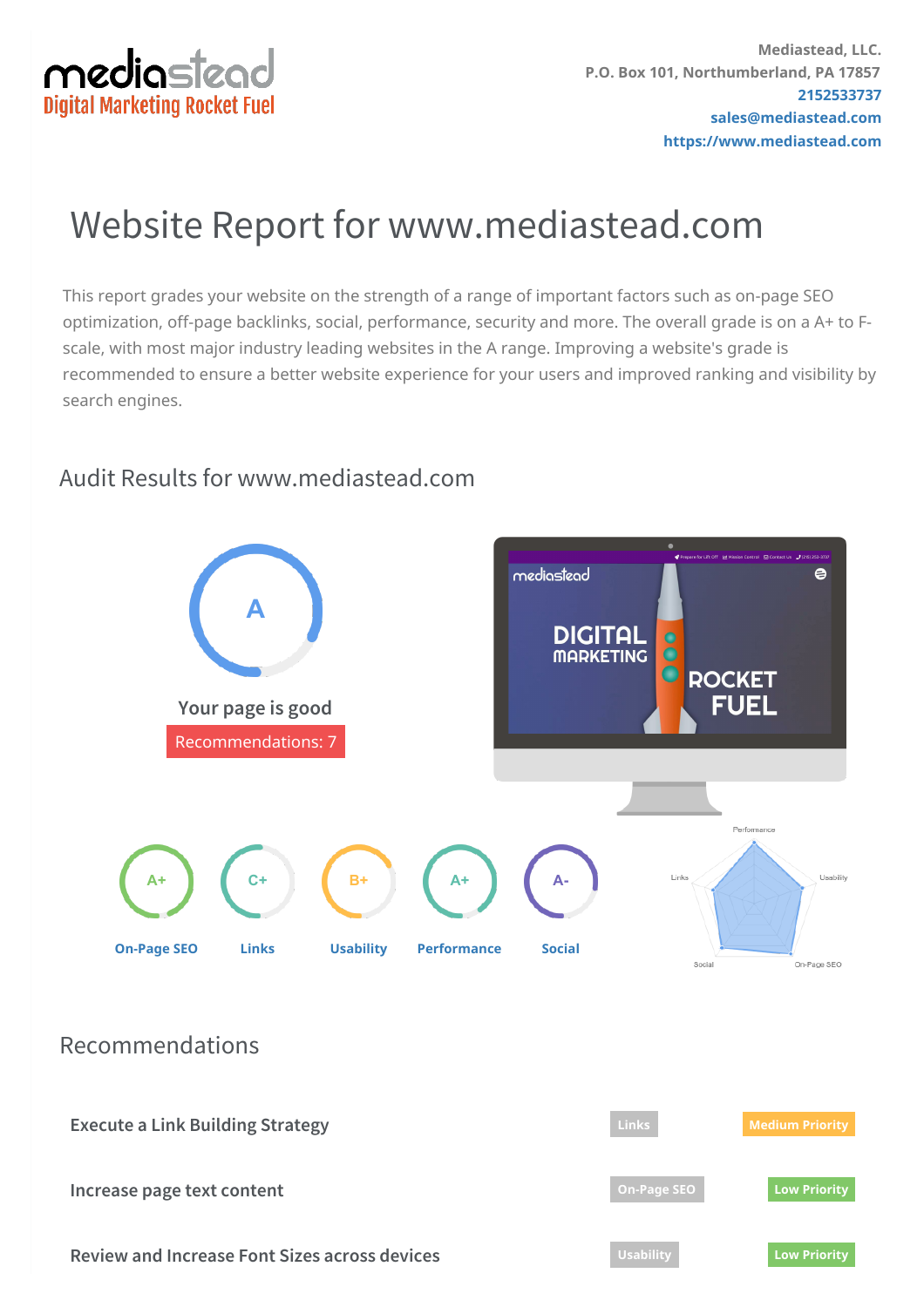Mediastead, LLC.
P.O. Box 101, Northumberland, PA 17857
2152533737
sales@mediastead.com
https://www.mediastead.com

# Website Report for www.mediastead.com

This report grades your website on the strength of a range of important factors such as on-page SEO optimization, off-page backlinks, social, performance, security and more. The overall grade is on a A+ to F- scale, with most major industry leading websites in the A range. Improving a website's grade is recommended to ensure a better website experience for your users and improved ranking and visibility by search engines.

## Audit Results for www.mediastead.com

A

Your page is good

Recommendations: 7

| On-Page SEO | Links | Usability | Performance | Social |
|---|---|---|---|---|
| A+ | C+ | B+ | A+ | A- |

## Recommendations

| Recommendation | Category | Priority |
|---|---|---|
| Execute a Link Building Strategy | Links | Medium Priority |
| Increase page text content | On-Page SEO | Low Priority |
| Review and Increase Font Sizes across devices | Usability | Low Priority |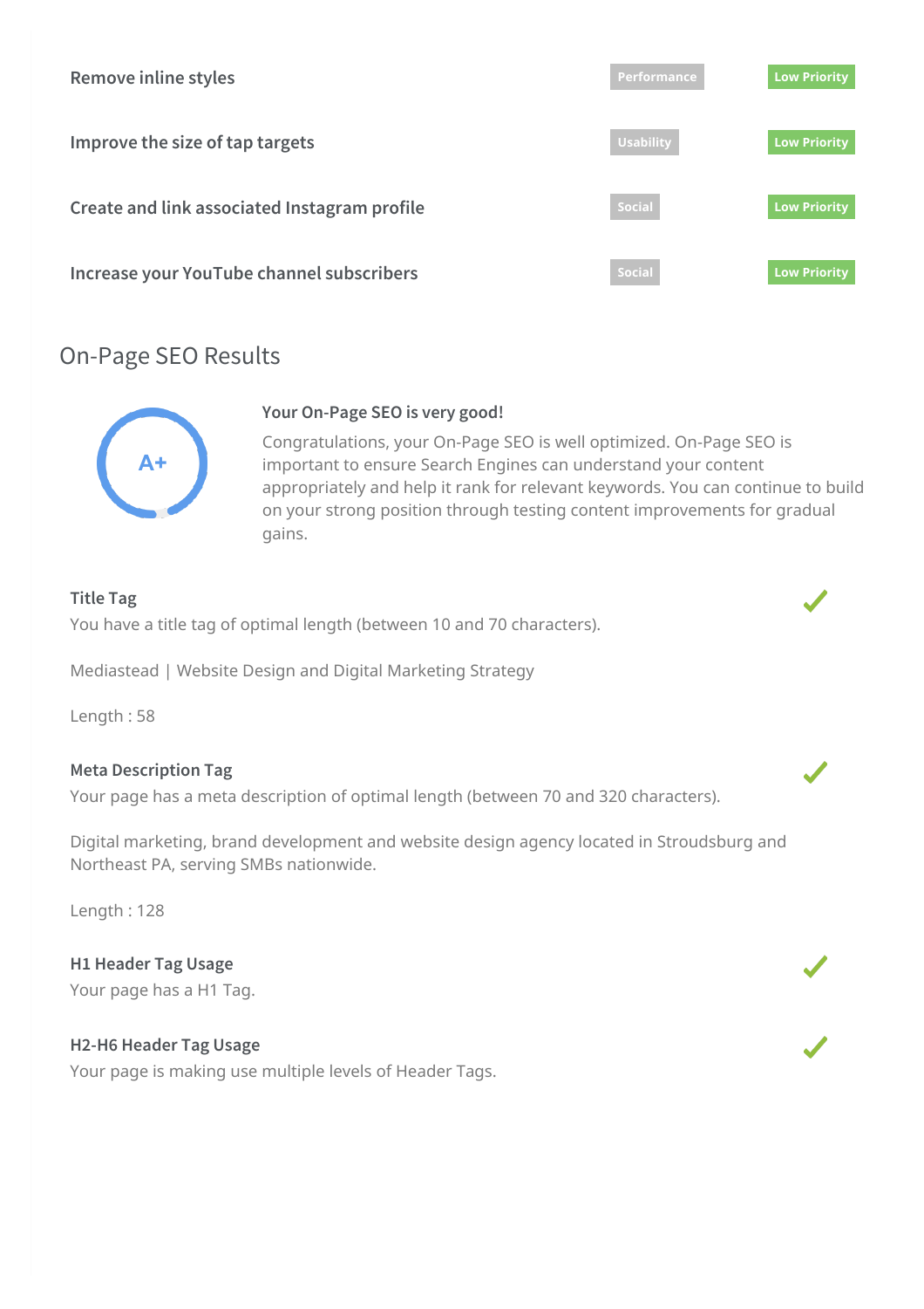| Recommendation | Category | Priority |
| --- | --- | --- |
| Remove inline styles | Performance | Low Priority |
| Improve the size of tap targets | Usability | Low Priority |
| Create and link associated Instagram profile | Social | Low Priority |
| Increase your YouTube channel subscribers | Social | Low Priority |

## On-Page SEO Results

A+

### Your On-Page SEO is very good!

Congratulations, your On-Page SEO is well optimized. On-Page SEO is important to ensure Search Engines can understand your content appropriately and help it rank for relevant keywords. You can continue to build on your strong position through testing content improvements for gradual gains.

### Title Tag

You have a title tag of optimal length (between 10 and 70 characters).

Mediastead | Website Design and Digital Marketing Strategy

Length : 58

### Meta Description Tag

Your page has a meta description of optimal length (between 70 and 320 characters).

Digital marketing, brand development and website design agency located in Stroudsburg and Northeast PA, serving SMBs nationwide.

Length : 128

### H1 Header Tag Usage

Your page has a H1 Tag.

### H2-H6 Header Tag Usage

Your page is making use multiple levels of Header Tags.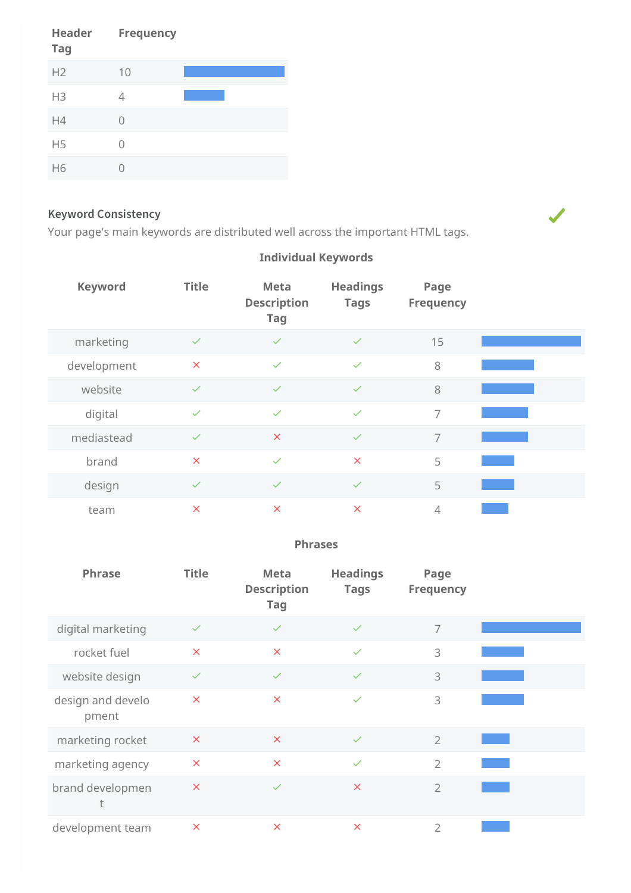| Header Tag | Frequency |
|---|---|
| H2 | 10 |
| H3 | 4 |
| H4 | 0 |
| H5 | 0 |
| H6 | 0 |

### Keyword Consistency

Your page's main keywords are distributed well across the important HTML tags.

**Individual Keywords**

| Keyword | Title | Meta Description Tag | Headings Tags | Page Frequency |
|---|---|---|---|---|
| marketing | ✓ | ✓ | ✓ | 15 |
| development | ✗ | ✓ | ✓ | 8 |
| website | ✓ | ✓ | ✓ | 8 |
| digital | ✓ | ✓ | ✓ | 7 |
| mediastead | ✓ | ✗ | ✓ | 7 |
| brand | ✗ | ✓ | ✗ | 5 |
| design | ✓ | ✓ | ✓ | 5 |
| team | ✗ | ✗ | ✗ | 4 |

**Phrases**

| Phrase | Title | Meta Description Tag | Headings Tags | Page Frequency |
|---|---|---|---|---|
| digital marketing | ✓ | ✓ | ✓ | 7 |
| rocket fuel | ✗ | ✗ | ✓ | 3 |
| website design | ✓ | ✓ | ✓ | 3 |
| design and development | ✗ | ✗ | ✓ | 3 |
| marketing rocket | ✗ | ✗ | ✓ | 2 |
| marketing agency | ✗ | ✗ | ✓ | 2 |
| brand development | ✗ | ✓ | ✗ | 2 |
| development team | ✗ | ✗ | ✗ | 2 |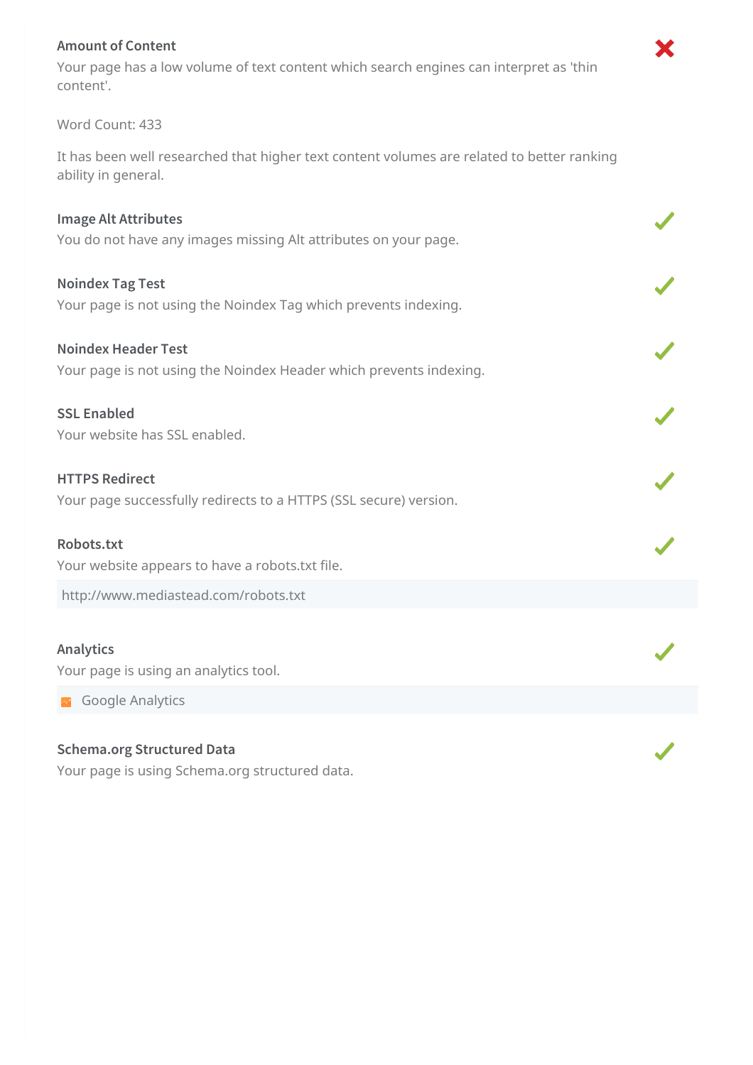### Amount of Content

Your page has a low volume of text content which search engines can interpret as 'thin content'.

Word Count: 433

It has been well researched that higher text content volumes are related to better ranking ability in general.

### Image Alt Attributes

You do not have any images missing Alt attributes on your page.

### Noindex Tag Test

Your page is not using the Noindex Tag which prevents indexing.

### Noindex Header Test

Your page is not using the Noindex Header which prevents indexing.

### SSL Enabled

Your website has SSL enabled.

### HTTPS Redirect

Your page successfully redirects to a HTTPS (SSL secure) version.

### Robots.txt

Your website appears to have a robots.txt file.

http://www.mediastead.com/robots.txt

### Analytics

Your page is using an analytics tool.

Google Analytics

### Schema.org Structured Data

Your page is using Schema.org structured data.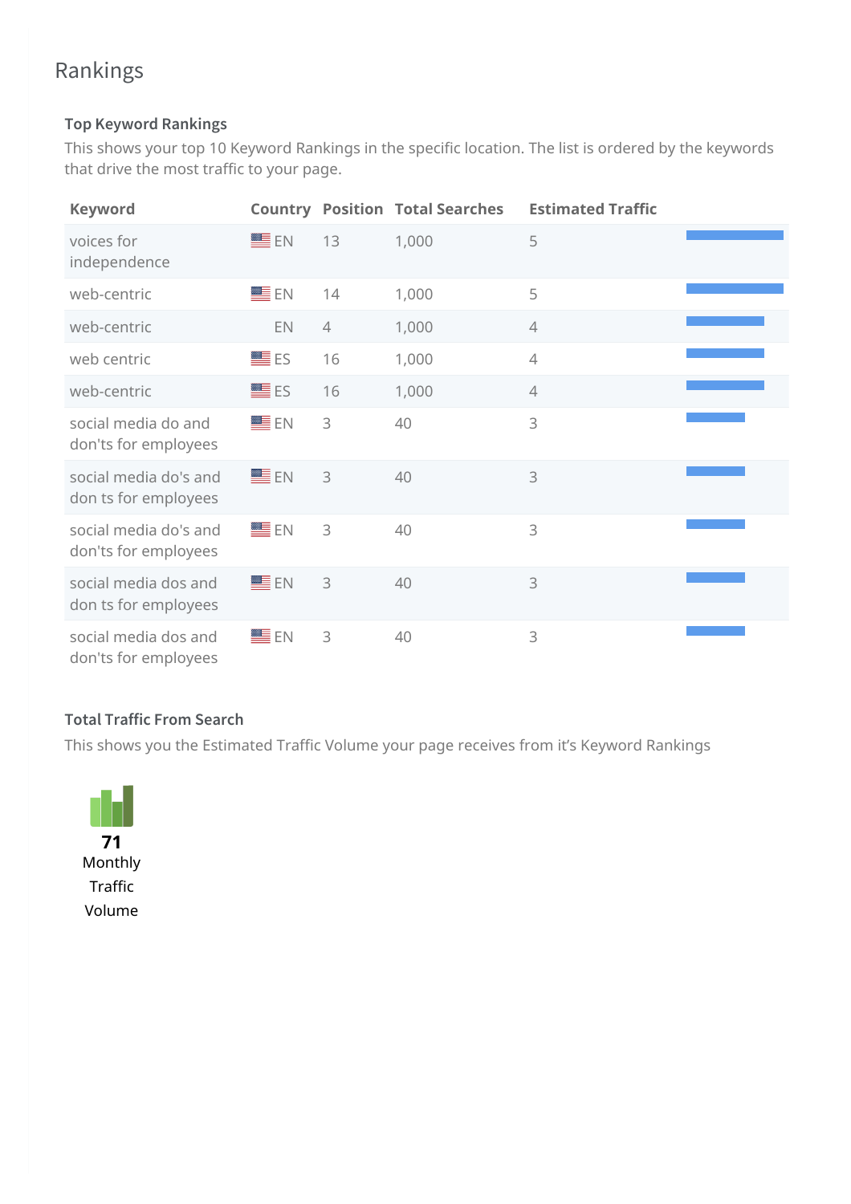# Rankings

### Top Keyword Rankings

This shows your top 10 Keyword Rankings in the specific location. The list is ordered by the keywords that drive the most traffic to your page.

| Keyword | Country | Position | Total Searches | Estimated Traffic |
|---|---|---|---|---|
| voices for independence | EN | 13 | 1,000 | 5 |
| web-centric | EN | 14 | 1,000 | 5 |
| web-centric | EN | 4 | 1,000 | 4 |
| web centric | ES | 16 | 1,000 | 4 |
| web-centric | ES | 16 | 1,000 | 4 |
| social media do and don'ts for employees | EN | 3 | 40 | 3 |
| social media do's and don ts for employees | EN | 3 | 40 | 3 |
| social media do's and don'ts for employees | EN | 3 | 40 | 3 |
| social media dos and don ts for employees | EN | 3 | 40 | 3 |
| social media dos and don'ts for employees | EN | 3 | 40 | 3 |

### Total Traffic From Search

This shows you the Estimated Traffic Volume your page receives from it's Keyword Rankings

**71**
Monthly Traffic Volume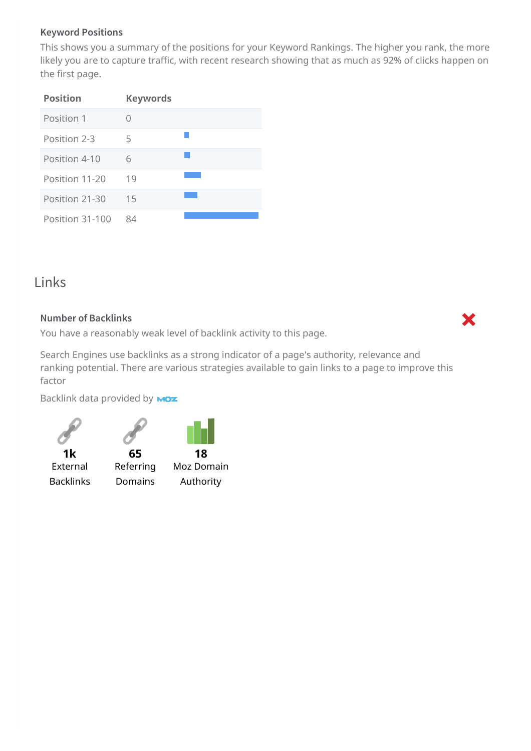### Keyword Positions

This shows you a summary of the positions for your Keyword Rankings. The higher you rank, the more likely you are to capture traffic, with recent research showing that as much as 92% of clicks happen on the first page.

| Position | Keywords |
| --- | --- |
| Position 1 | 0 |
| Position 2-3 | 5 |
| Position 4-10 | 6 |
| Position 11-20 | 19 |
| Position 21-30 | 15 |
| Position 31-100 | 84 |

## Links

### Number of Backlinks

You have a reasonably weak level of backlink activity to this page.

Search Engines use backlinks as a strong indicator of a page's authority, relevance and ranking potential. There are various strategies available to gain links to a page to improve this factor

Backlink data provided by MOZ

**1k** External Backlinks

**65** Referring Domains

**18** Moz Domain Authority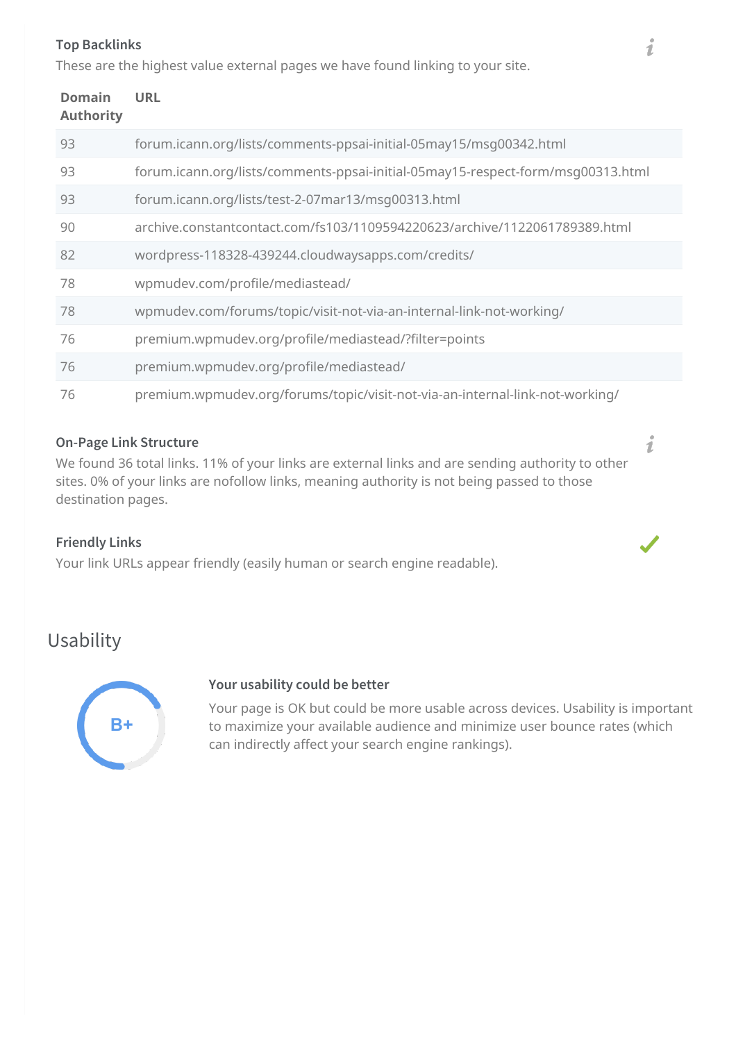### Top Backlinks

These are the highest value external pages we have found linking to your site.

| Domain Authority | URL |
| --- | --- |
| 93 | forum.icann.org/lists/comments-ppsai-initial-05may15/msg00342.html |
| 93 | forum.icann.org/lists/comments-ppsai-initial-05may15-respect-form/msg00313.html |
| 93 | forum.icann.org/lists/test-2-07mar13/msg00313.html |
| 90 | archive.constantcontact.com/fs103/1109594220623/archive/1122061789389.html |
| 82 | wordpress-118328-439244.cloudwaysapps.com/credits/ |
| 78 | wpmudev.com/profile/mediastead/ |
| 78 | wpmudev.com/forums/topic/visit-not-via-an-internal-link-not-working/ |
| 76 | premium.wpmudev.org/profile/mediastead/?filter=points |
| 76 | premium.wpmudev.org/profile/mediastead/ |
| 76 | premium.wpmudev.org/forums/topic/visit-not-via-an-internal-link-not-working/ |

### On-Page Link Structure

We found 36 total links. 11% of your links are external links and are sending authority to other sites. 0% of your links are nofollow links, meaning authority is not being passed to those destination pages.

### Friendly Links

Your link URLs appear friendly (easily human or search engine readable).

## Usability

B+

### Your usability could be better

Your page is OK but could be more usable across devices. Usability is important to maximize your available audience and minimize user bounce rates (which can indirectly affect your search engine rankings).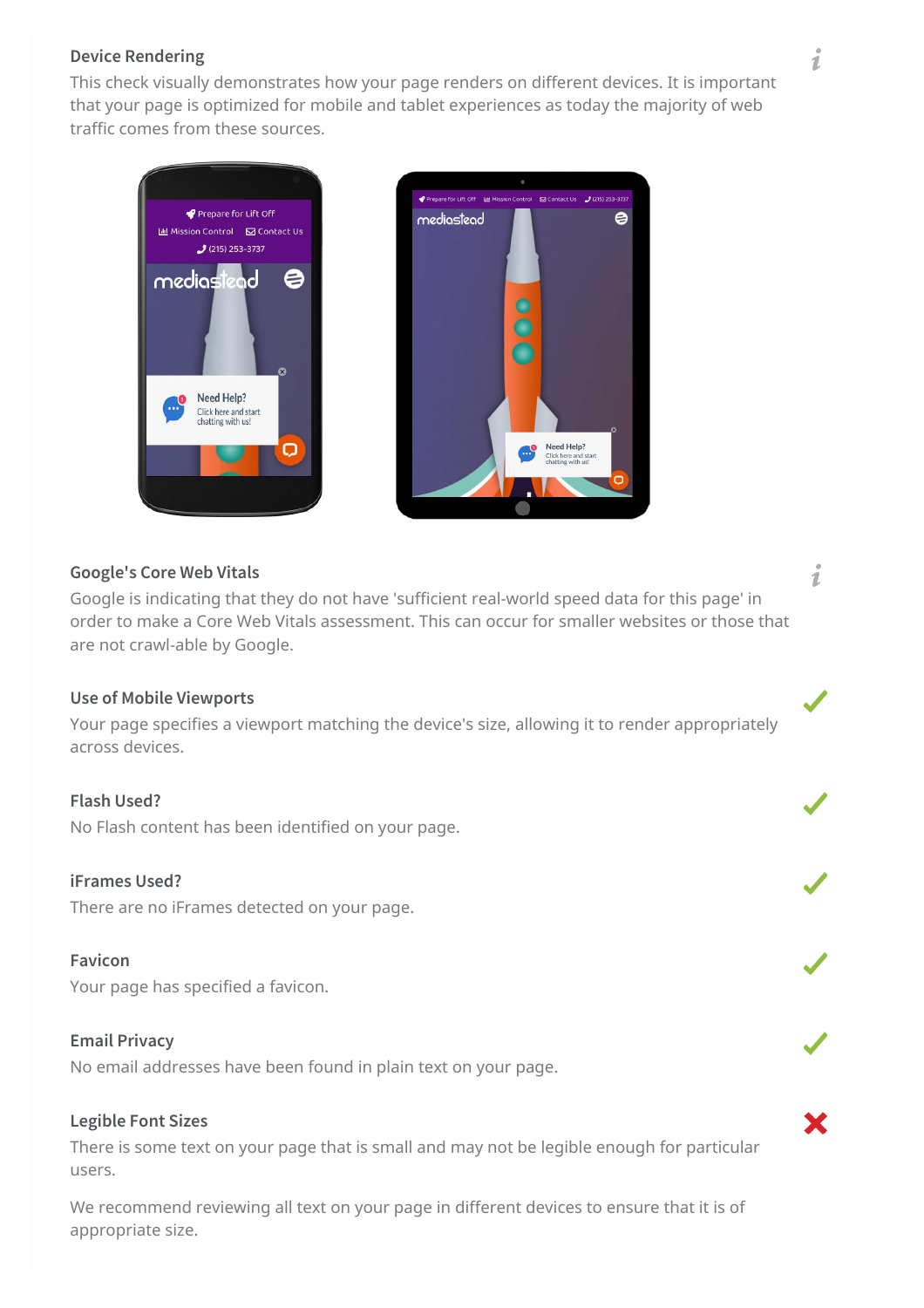### Device Rendering

This check visually demonstrates how your page renders on different devices. It is important that your page is optimized for mobile and tablet experiences as today the majority of web traffic comes from these sources.

### Google's Core Web Vitals

Google is indicating that they do not have 'sufficient real-world speed data for this page' in order to make a Core Web Vitals assessment. This can occur for smaller websites or those that are not crawl-able by Google.

### Use of Mobile Viewports

Your page specifies a viewport matching the device's size, allowing it to render appropriately across devices.

### Flash Used?

No Flash content has been identified on your page.

### iFrames Used?

There are no iFrames detected on your page.

### Favicon

Your page has specified a favicon.

### Email Privacy

No email addresses have been found in plain text on your page.

### Legible Font Sizes

There is some text on your page that is small and may not be legible enough for particular users.

We recommend reviewing all text on your page in different devices to ensure that it is of appropriate size.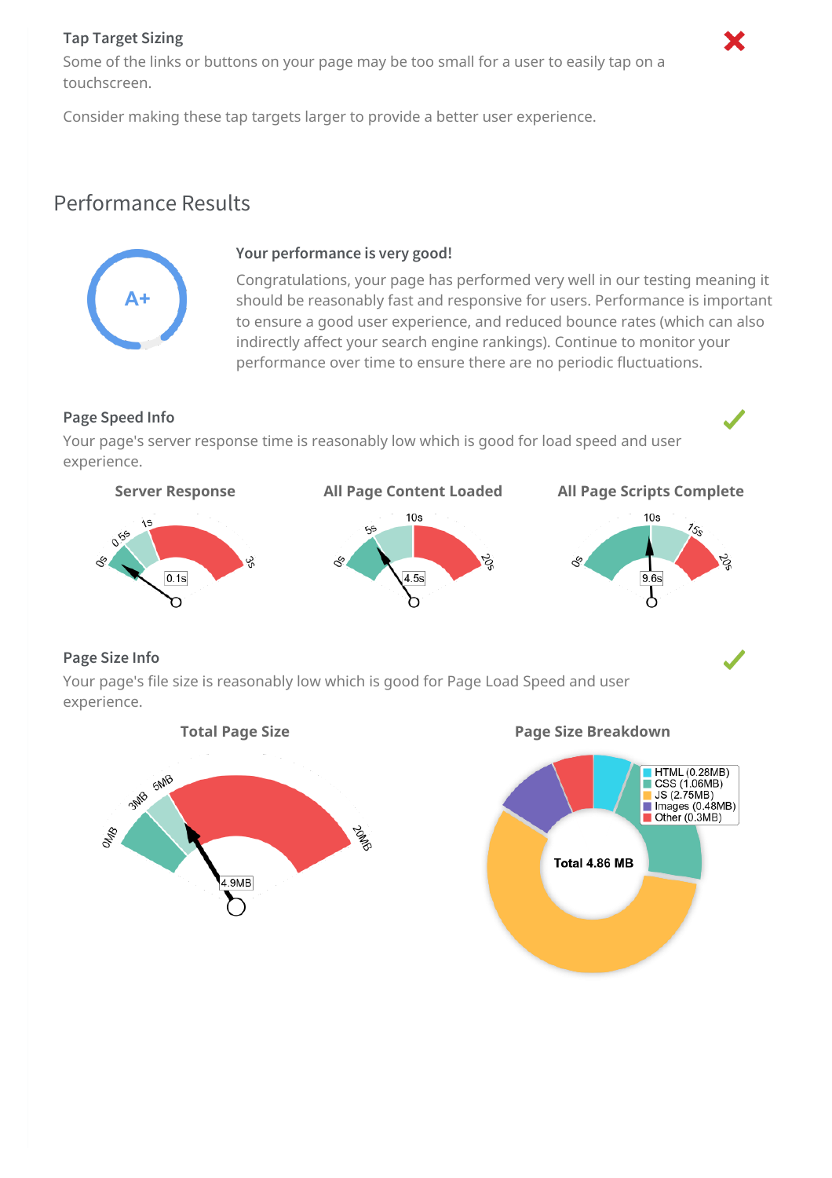### Tap Target Sizing

Some of the links or buttons on your page may be too small for a user to easily tap on a touchscreen.

Consider making these tap targets larger to provide a better user experience.

## Performance Results

A+

### Your performance is very good!

Congratulations, your page has performed very well in our testing meaning it should be reasonably fast and responsive for users. Performance is important to ensure a good user experience, and reduced bounce rates (which can also indirectly affect your search engine rankings). Continue to monitor your performance over time to ensure there are no periodic fluctuations.

### Page Speed Info

Your page's server response time is reasonably low which is good for load speed and user experience.

**Server Response**

0s 0.5s 1s 3s — 0.1s

**All Page Content Loaded**

0s 5s 10s 20s — 4.5s

**All Page Scripts Complete**

0s 10s 15s 20s — 9.6s

### Page Size Info

Your page's file size is reasonably low which is good for Page Load Speed and user experience.

**Total Page Size**

0MB 3MB 5MB 20MB — 4.9MB

**Page Size Breakdown**

- HTML (0.28MB)
- CSS (1.06MB)
- JS (2.75MB)
- Images (0.48MB)
- Other (0.3MB)

Total 4.86 MB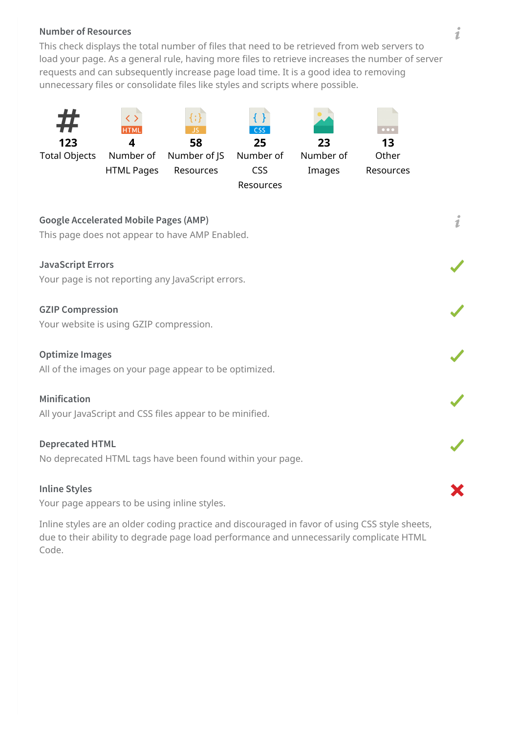### Number of Resources

This check displays the total number of files that need to be retrieved from web servers to load your page. As a general rule, having more files to retrieve increases the number of server requests and can subsequently increase page load time. It is a good idea to removing unnecessary files or consolidate files like styles and scripts where possible.

| 123 | 4 | 58 | 25 | 23 | 13 |
|---|---|---|---|---|---|
| Total Objects | Number of HTML Pages | Number of JS Resources | Number of CSS Resources | Number of Images | Other Resources |

### Google Accelerated Mobile Pages (AMP)

This page does not appear to have AMP Enabled.

### JavaScript Errors

Your page is not reporting any JavaScript errors.

### GZIP Compression

Your website is using GZIP compression.

### Optimize Images

All of the images on your page appear to be optimized.

### Minification

All your JavaScript and CSS files appear to be minified.

### Deprecated HTML

No deprecated HTML tags have been found within your page.

### Inline Styles

Your page appears to be using inline styles.

Inline styles are an older coding practice and discouraged in favor of using CSS style sheets, due to their ability to degrade page load performance and unnecessarily complicate HTML Code.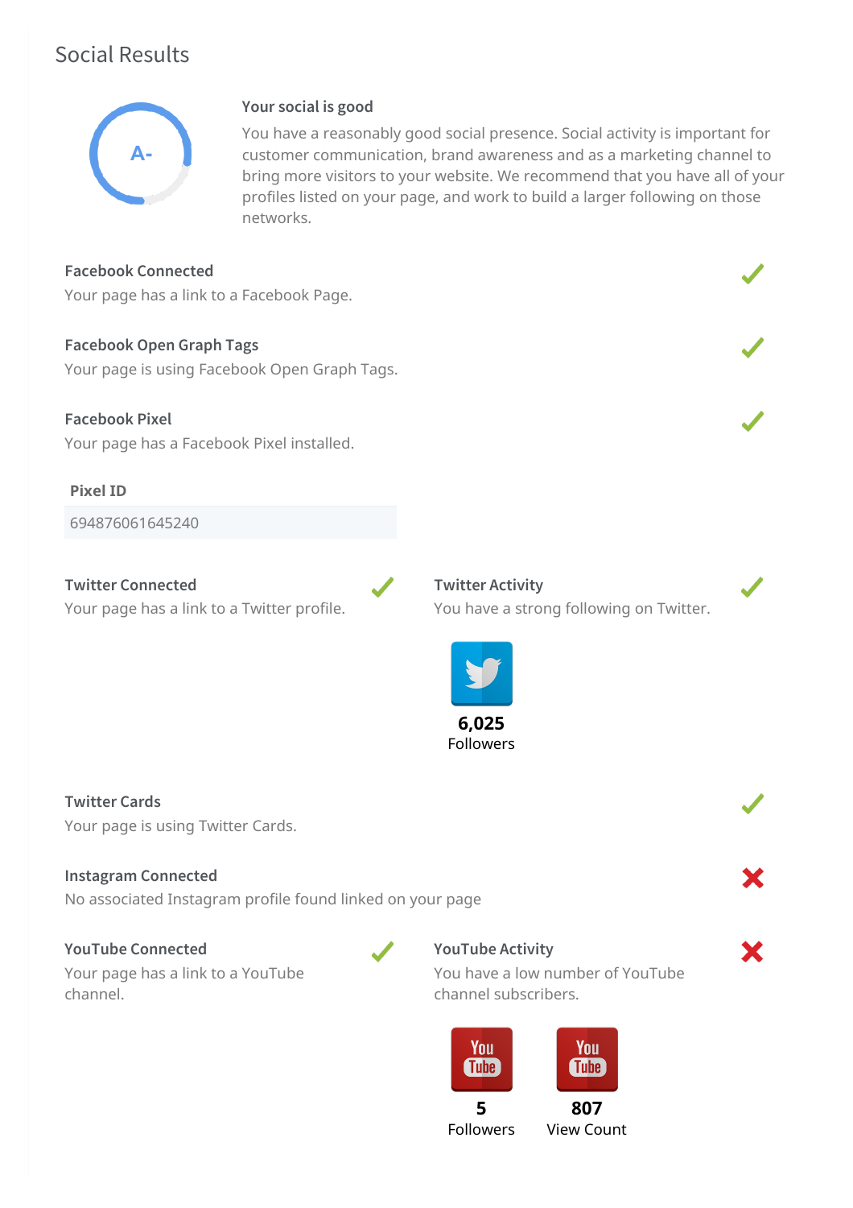## Social Results

A-

**Your social is good**

You have a reasonably good social presence. Social activity is important for customer communication, brand awareness and as a marketing channel to bring more visitors to your website. We recommend that you have all of your profiles listed on your page, and work to build a larger following on those networks.

**Facebook Connected** ✓

Your page has a link to a Facebook Page.

**Facebook Open Graph Tags** ✓

Your page is using Facebook Open Graph Tags.

**Facebook Pixel** ✓

Your page has a Facebook Pixel installed.

**Pixel ID**

694876061645240

**Twitter Connected** ✓

Your page has a link to a Twitter profile.

**Twitter Activity** ✓

You have a strong following on Twitter.

**6,025**
Followers

**Twitter Cards** ✓

Your page is using Twitter Cards.

**Instagram Connected** ✗

No associated Instagram profile found linked on your page

**YouTube Connected** ✓

Your page has a link to a YouTube channel.

**YouTube Activity** ✗

You have a low number of YouTube channel subscribers.

**5**
Followers

**807**
View Count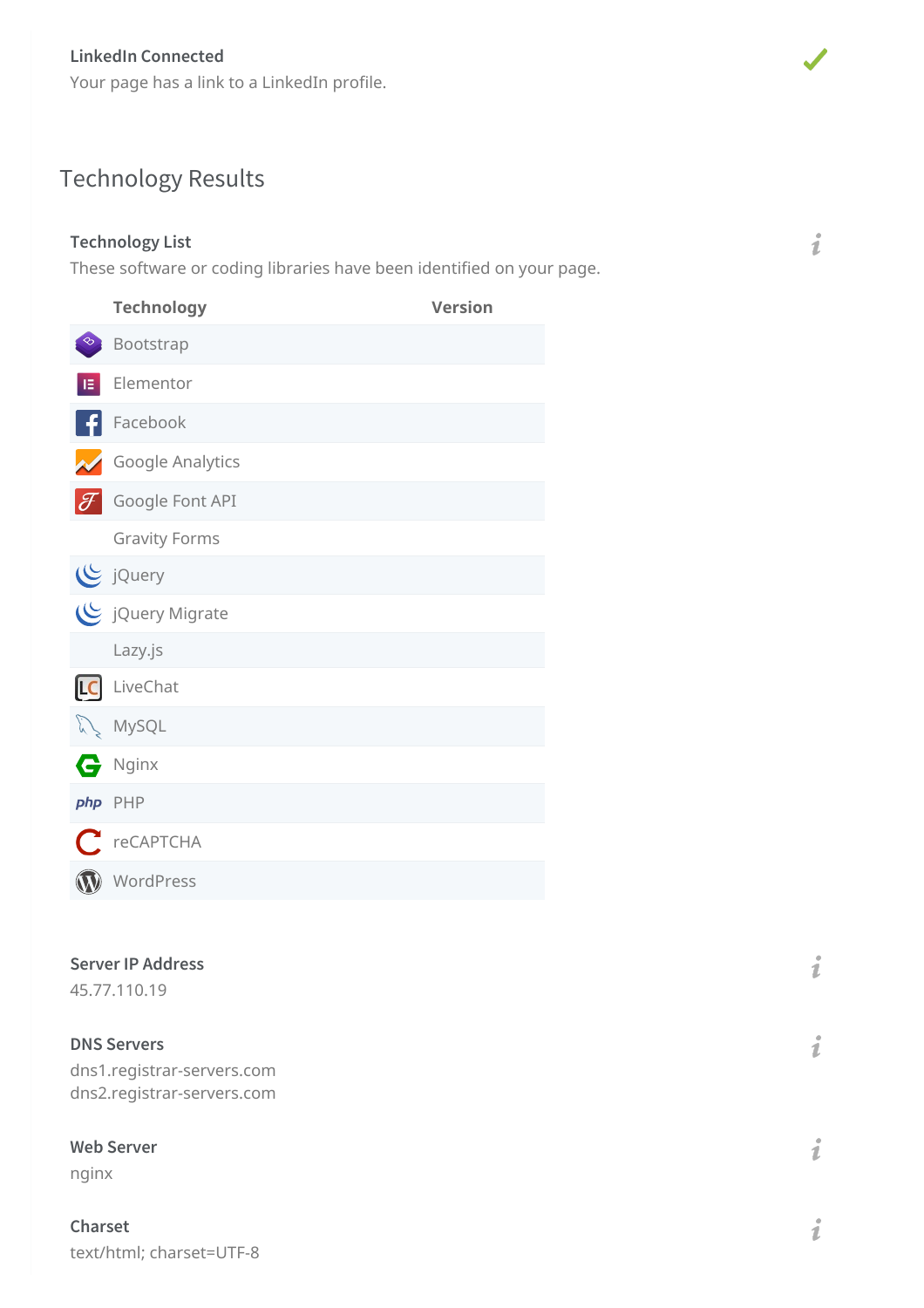**LinkedIn Connected**

Your page has a link to a LinkedIn profile.

## Technology Results

**Technology List**

These software or coding libraries have been identified on your page.

| Technology | Version |
| --- | --- |
| Bootstrap | |
| Elementor | |
| Facebook | |
| Google Analytics | |
| Google Font API | |
| Gravity Forms | |
| jQuery | |
| jQuery Migrate | |
| Lazy.js | |
| LiveChat | |
| MySQL | |
| Nginx | |
| PHP | |
| reCAPTCHA | |
| WordPress | |

**Server IP Address**

45.77.110.19

**DNS Servers**

dns1.registrar-servers.com
dns2.registrar-servers.com

**Web Server**

nginx

**Charset**

text/html; charset=UTF-8